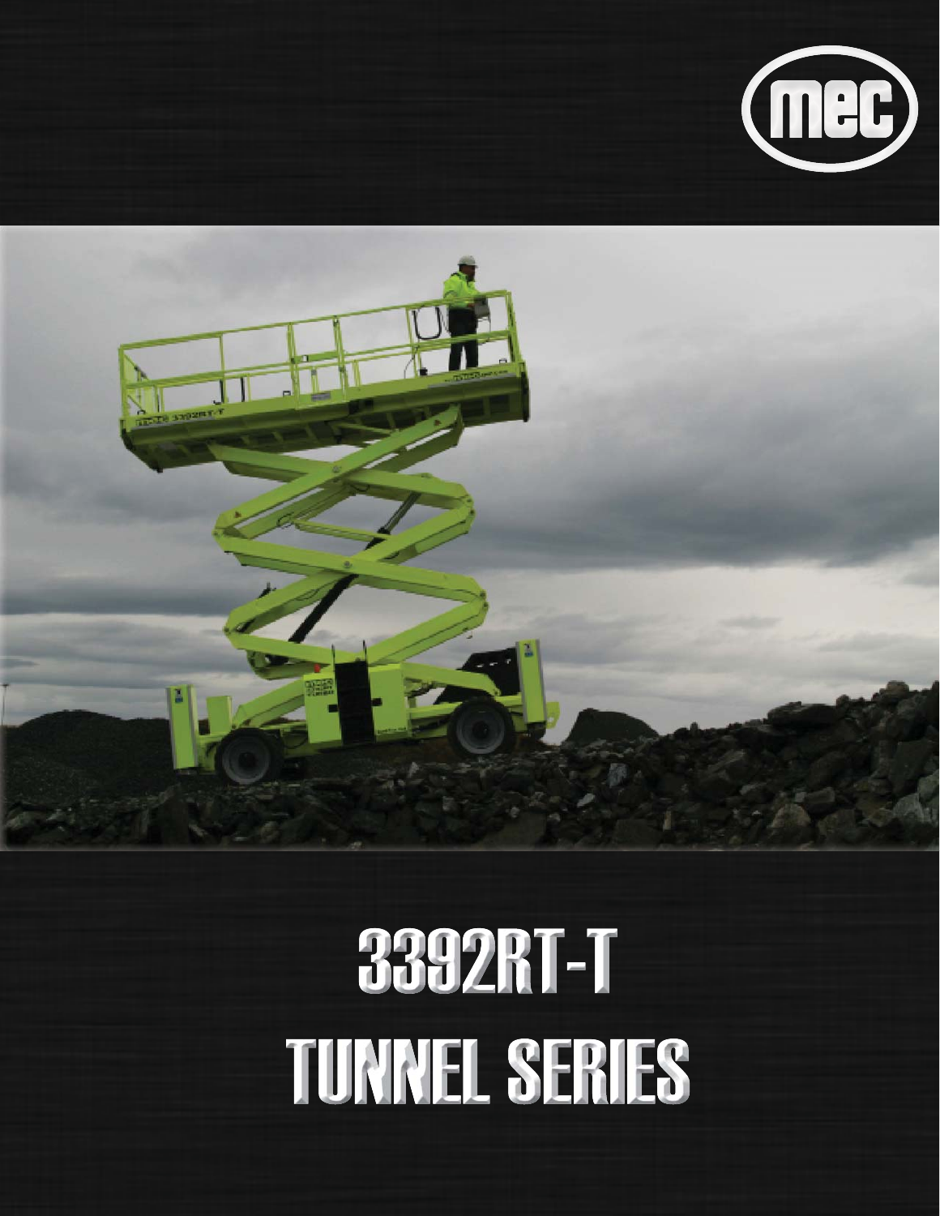mec

# 3392RT-T TUNNEL SERIES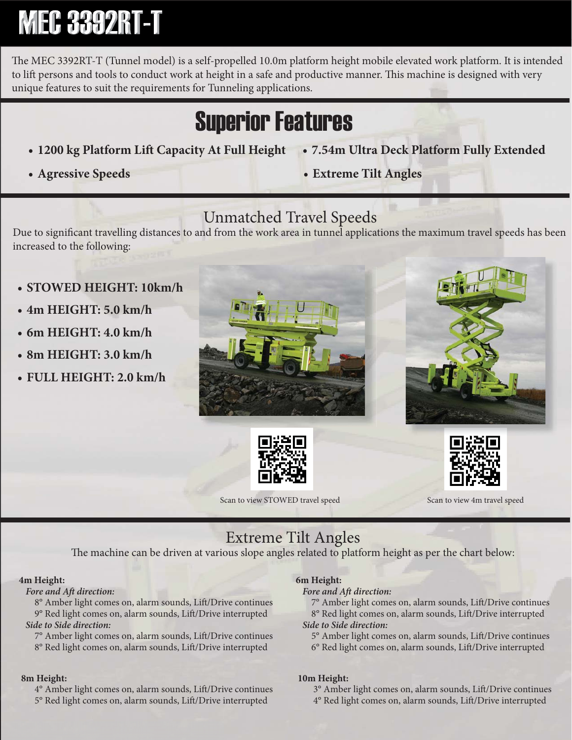# MEC 3392RT-T

The MEC 3392RT-T (Tunnel model) is a self-propelled 10.0m platform height mobile elevated work platform. It is intended to lift persons and tools to conduct work at height in a safe and productive manner. This machine is designed with very unique features to suit the requirements for Tunneling applications.

## Superior Features

- **1200 kg Platform Lift Capacity At Full Height**
- **7.54m Ultra Deck Platform Fully Extended**
- **Agressive Speeds**
- **Extreme Tilt Angles**

### Unmatched Travel Speeds

Due to significant travelling distances to and from the work area in tunnel applications the maximum travel speeds has been increased to the following:

- **STOWED HEIGHT: 10km/h**
- **4m HEIGHT: 5.0 km/h**
- **6m HEIGHT: 4.0 km/h**
- **8m HEIGHT: 3.0 km/h**
- **FULL HEIGHT: 2.0 km/h**

Scan to view STOWED travel speed

Scan to view 4m travel speed

### Extreme Tilt Angles

The machine can be driven at various slope angles related to platform height as per the chart below:

**4m Height:**

*Fore and Aft direction:*

8° Amber light comes on, alarm sounds, Lift/Drive continues
9° Red light comes on, alarm sounds, Lift/Drive interrupted

*Side to Side direction:*

7° Amber light comes on, alarm sounds, Lift/Drive continues
8° Red light comes on, alarm sounds, Lift/Drive interrupted

**6m Height:**

*Fore and Aft direction:*

7° Amber light comes on, alarm sounds, Lift/Drive continues
8° Red light comes on, alarm sounds, Lift/Drive interrupted

*Side to Side direction:*

5° Amber light comes on, alarm sounds, Lift/Drive continues
6° Red light comes on, alarm sounds, Lift/Drive interrupted

**8m Height:**

4° Amber light comes on, alarm sounds, Lift/Drive continues
5° Red light comes on, alarm sounds, Lift/Drive interrupted

**10m Height:**

3° Amber light comes on, alarm sounds, Lift/Drive continues
4° Red light comes on, alarm sounds, Lift/Drive interrupted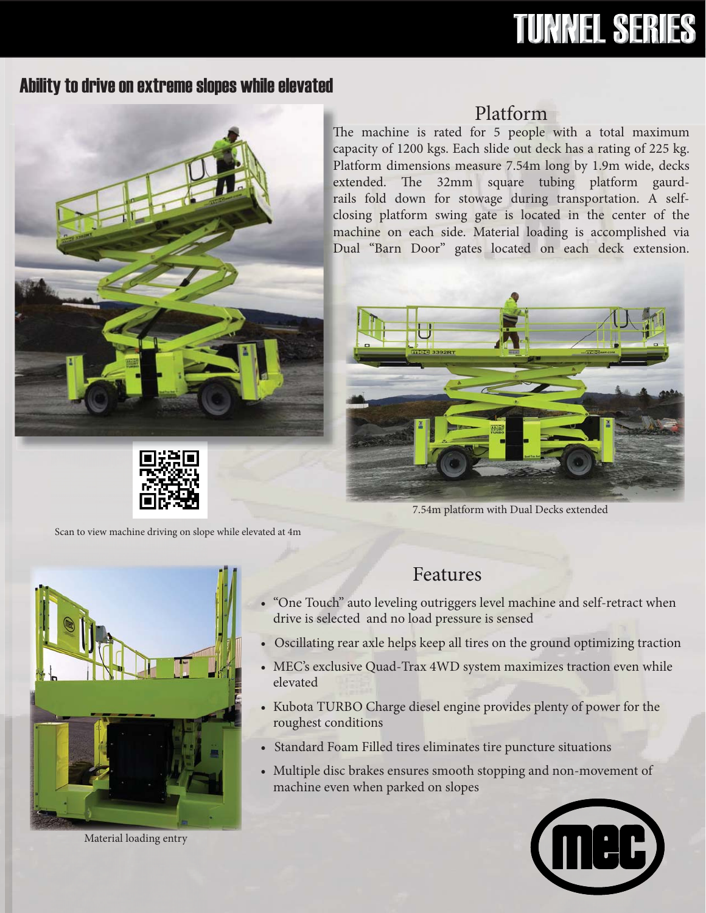# TUNNEL SERIES

## Ability to drive on extreme slopes while elevated

Scan to view machine driving on slope while elevated at 4m

## Platform

The machine is rated for 5 people with a total maximum capacity of 1200 kgs. Each slide out deck has a rating of 225 kg. Platform dimensions measure 7.54m long by 1.9m wide, decks extended. The 32mm square tubing platform gaurd-rails fold down for stowage during transportation. A self-closing platform swing gate is located in the center of the machine on each side. Material loading is accomplished via Dual "Barn Door" gates located on each deck extension.

7.54m platform with Dual Decks extended

Material loading entry

## Features

- "One Touch" auto leveling outriggers level machine and self-retract when drive is selected and no load pressure is sensed
- Oscillating rear axle helps keep all tires on the ground optimizing traction
- MEC's exclusive Quad-Trax 4WD system maximizes traction even while elevated
- Kubota TURBO Charge diesel engine provides plenty of power for the roughest conditions
- Standard Foam Filled tires eliminates tire puncture situations
- Multiple disc brakes ensures smooth stopping and non-movement of machine even when parked on slopes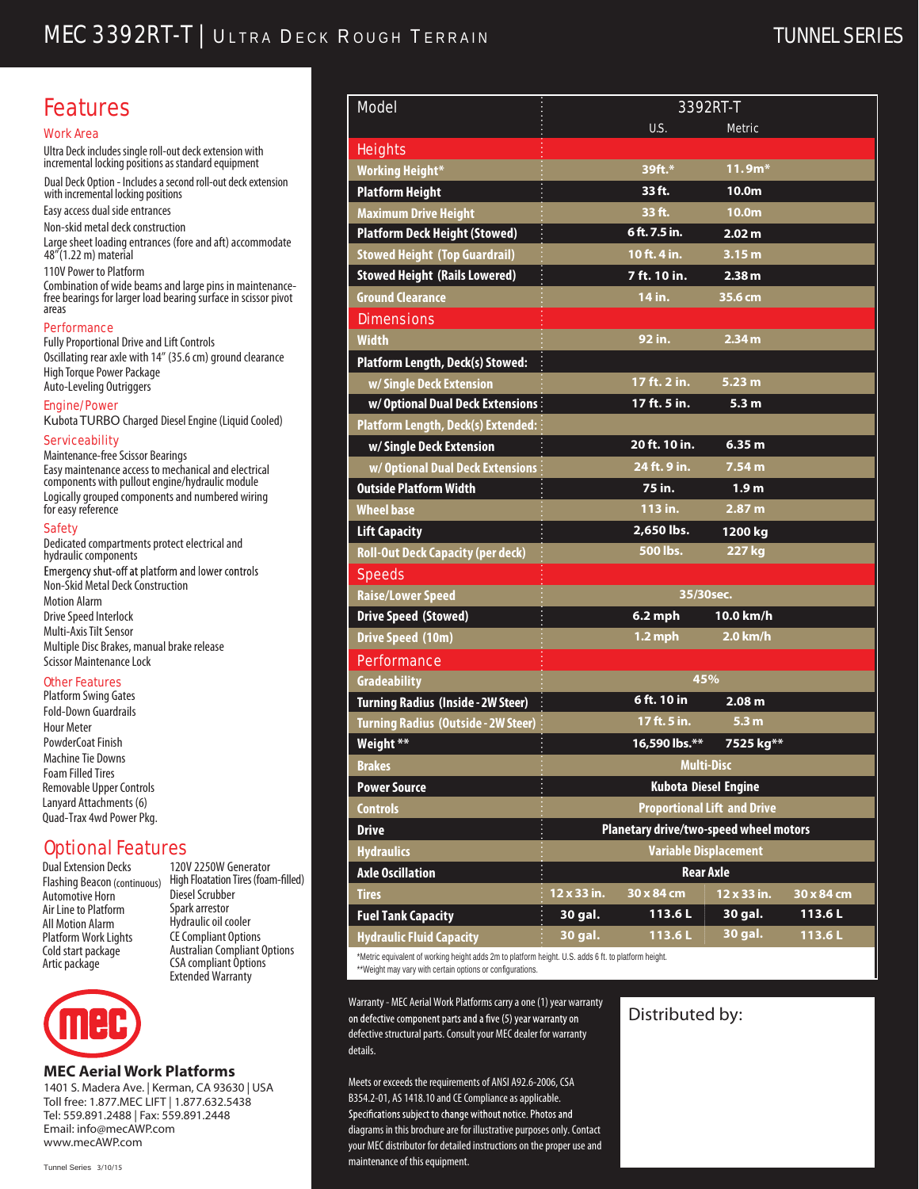# MEC 3392RT-T | Ultra Deck Rough Terrain

TUNNEL SERIES

## Features

### Work Area

Ultra Deck includes single roll-out deck extension with incremental locking positions as standard equipment

Dual Decck Option - Includes a second roll-out deck extension with incremental locking positions

Easy access dual side entrances

Non-skid metal deck construction

Large sheet loading entrances (fore and aft) accommodate 48"(1.22 m) material

110V Power to Platform

Combination of wide beams and large pins in maintenance-free bearings for larger load bearing surface in scissor pivot areas

### Performance

Fully Proportional Drive and Lift Controls

Oscillating rear axle with 14" (35.6 cm) ground clearance

High Torque Power Package

Auto-Leveling Outriggers

### Engine/Power

Kubota TURBO Charged Diesel Engine (Liquid Cooled)

### Serviceability

Maintenance-free Scissor Bearings

Easy maintenance access to mechanical and electrical components with pullout engine/hydraulic module

Logically grouped components and numbered wiring for easy reference

### Safety

Dedicated compartments protect electrical and hydraulic components

Emergency shut-off at platform and lower controls

Non-Skid Metal Deck Construction

Motion Alarm

Drive Speed Interlock

Multi-Axis Tilt Sensor

Multiple Disc Brakes, manual brake release

Scissor Maintenance Lock

### Other Features

Platform Swing Gates

Fold-Down Guardrails

Hour Meter

PowderCoat Finish

Machine Tie Downs

Foam Filled Tires

Removable Upper Controls

Lanyard Attachments (6)

Quad-Trax 4wd Power Pkg.

## Optional Features

Dual Extension Decks
Flashing Beacon (continuous)
Automotive Horn
Air Line to Platform
All Motion Alarm
Platform Work Lights
Cold start package
Artic package
120V 2250W Generator
High Floatation Tires (foam-filled)
Diesel Scrubber
Spark arrestor
Hydraulic oil cooler
CE Compliant Options
Australian Compliant Options
CSA compliant Options
Extended Warranty

| Model | 3392RT-T U.S. | 3392RT-T Metric |
|---|---|---|
| **Heights** | | |
| Working Height* | 39ft.* | 11.9m* |
| Platform Height | 33 ft. | 10.0m |
| Maximum Drive Height | 33 ft. | 10.0m |
| Platform Deck Height (Stowed) | 6 ft. 7.5 in. | 2.02 m |
| Stowed Height (Top Guardrail) | 10 ft. 4 in. | 3.15 m |
| Stowed Height (Rails Lowered) | 7 ft. 10 in. | 2.38 m |
| Ground Clearance | 14 in. | 35.6 cm |
| **Dimensions** | | |
| Width | 92 in. | 2.34 m |
| Platform Length, Deck(s) Stowed: | | |
| w/ Single Deck Extension | 17 ft. 2 in. | 5.23 m |
| w/ Optional Dual Deck Extensions | 17 ft. 5 in. | 5.3 m |
| Platform Length, Deck(s) Extended: | | |
| w/ Single Deck Extension | 20 ft. 10 in. | 6.35 m |
| w/ Optional Dual Deck Extensions | 24 ft. 9 in. | 7.54 m |
| Outside Platform Width | 75 in. | 1.9 m |
| Wheel base | 113 in. | 2.87 m |
| Lift Capacity | 2,650 lbs. | 1200 kg |
| Roll-Out Deck Capacity (per deck) | 500 lbs. | 227 kg |
| **Speeds** | | |
| Raise/Lower Speed | 35/30sec. | |
| Drive Speed (Stowed) | 6.2 mph | 10.0 km/h |
| Drive Speed (10m) | 1.2 mph | 2.0 km/h |
| **Performance** | | |
| Gradeability | 45% | |
| Turning Radius (Inside - 2W Steer) | 6 ft. 10 in | 2.08 m |
| Turning Radius (Outside - 2W Steer) | 17 ft. 5 in. | 5.3 m |
| Weight ** | 16,590 lbs.** | 7525 kg** |
| Brakes | Multi-Disc | |
| Power Source | Kubota Diesel Engine | |
| Controls | Proportional Lift and Drive | |
| Drive | Planetary drive/two-speed wheel motors | |
| Hydraulics | Variable Displacement | |
| Axle Oscillation | Rear Axle | |
| Tires | 12 x 33 in. / 30 x 84 cm | 12 x 33 in. / 30 x 84 cm |
| Fuel Tank Capacity | 30 gal. / 113.6 L | 30 gal. / 113.6 L |
| Hydraulic Fluid Capacity | 30 gal. / 113.6 L | 30 gal. / 113.6 L |

*Metric equivalent of working height adds 2m to platform height. U.S. adds 6 ft. to platform height.
**Weight may vary with certain options or configurations.

Warranty - MEC Aerial Work Platforms carry a one (1) year warranty on defective component parts and a five (5) year warranty on defective structural parts. Consult your MEC dealer for warranty details.

Meets or exceeds the requirements of ANSI A92.6-2006, CSA B354.2-01, AS 1418.10 and CE Compliance as applicable. Specifications subject to change without notice. Photos and diagrams in this brochure are for illustrative purposes only. Contact your MEC distributor for detailed instructions on the proper use and maintenance of this equipment.

Distributed by:

**MEC Aerial Work Platforms**
1401 S. Madera Ave. | Kerman, CA 93630 | USA
Toll free: 1.877.MEC LIFT | 1.877.632.5438
Tel: 559.891.2488 | Fax: 559.891.2448
Email: info@mecAWP.com
www.mecAWP.com

Tunnel Series 3/10/15